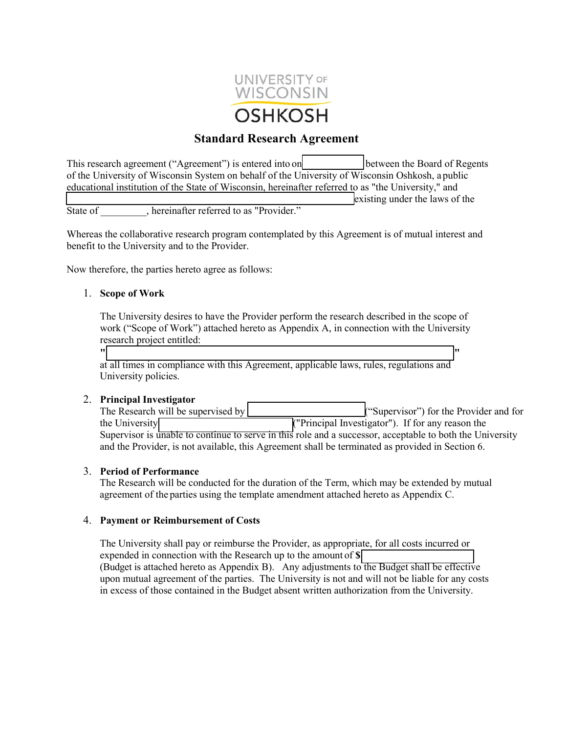UNIVERSITY OF WISCONSIN OSHKOSH

# Standard Research Agreement

This research agreement ("Agreement") is entered into on ____________ between the Board of Regents of the University of Wisconsin System on behalf of the University of Wisconsin Oshkosh, a public educational institution of the State of Wisconsin, hereinafter referred to as "the University," and ____________________________________________ existing under the laws of the State of _________, hereinafter referred to as "Provider."

Whereas the collaborative research program contemplated by this Agreement is of mutual interest and benefit to the University and to the Provider.

Now therefore, the parties hereto agree as follows:

1. **Scope of Work**

   The University desires to have the Provider perform the research described in the scope of work ("Scope of Work") attached hereto as Appendix A, in connection with the University research project entitled:
   "________________________________________________________________"
   at all times in compliance with this Agreement, applicable laws, rules, regulations and University policies.

2. **Principal Investigator**
   The Research will be supervised by ______________________ ("Supervisor") for the Provider and for the University ______________________ ("Principal Investigator"). If for any reason the Supervisor is unable to continue to serve in this role and a successor, acceptable to both the University and the Provider, is not available, this Agreement shall be terminated as provided in Section 6.

3. **Period of Performance**
   The Research will be conducted for the duration of the Term, which may be extended by mutual agreement of the parties using the template amendment attached hereto as Appendix C.

4. **Payment or Reimbursement of Costs**

   The University shall pay or reimburse the Provider, as appropriate, for all costs incurred or expended in connection with the Research up to the amount of **$**____________________ (Budget is attached hereto as Appendix B). Any adjustments to the Budget shall be effective upon mutual agreement of the parties. The University is not and will not be liable for any costs in excess of those contained in the Budget absent written authorization from the University.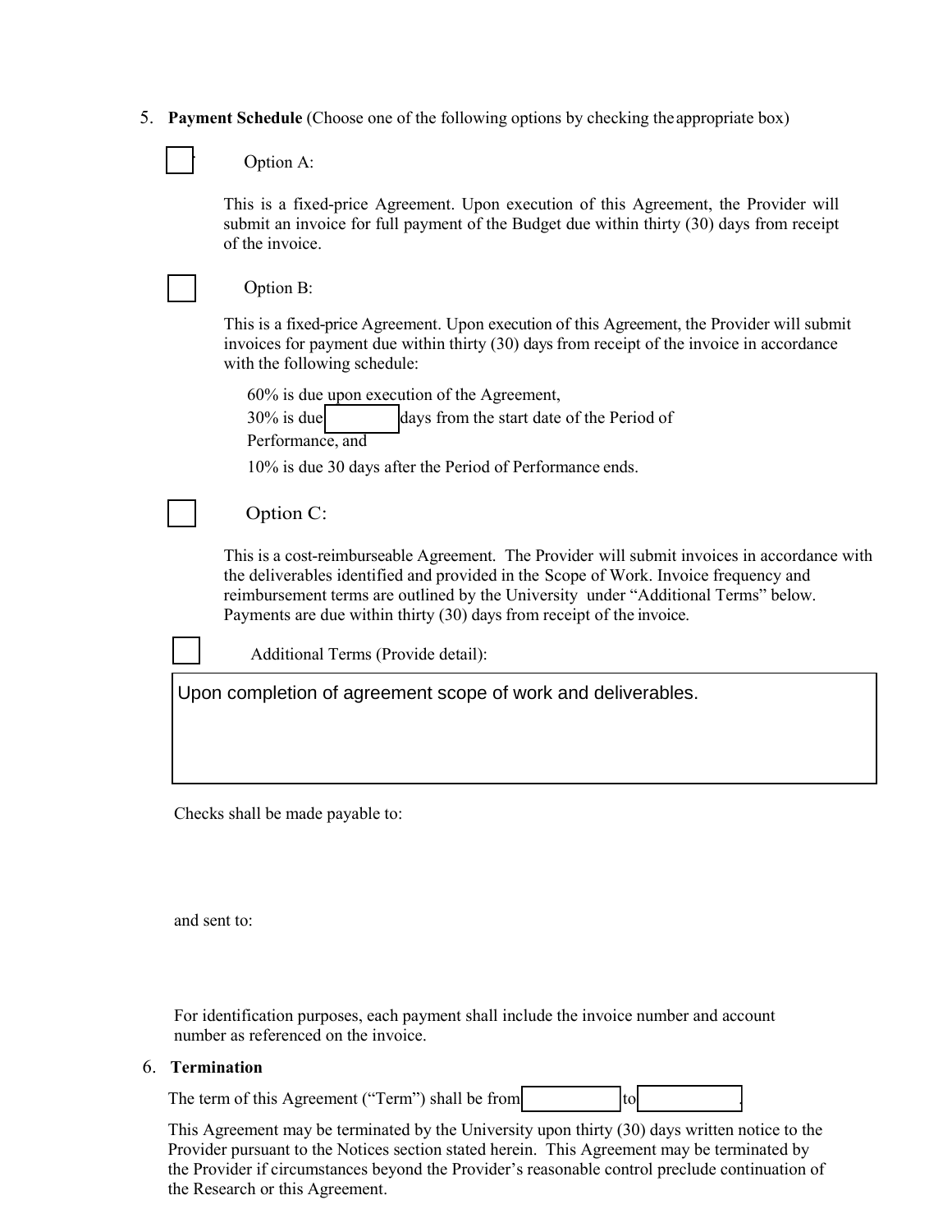5. **Payment Schedule** (Choose one of the following options by checking the appropriate box)

☐ Option A:

This is a fixed-price Agreement. Upon execution of this Agreement, the Provider will submit an invoice for full payment of the Budget due within thirty (30) days from receipt of the invoice.

☐ Option B:

This is a fixed-price Agreement. Upon execution of this Agreement, the Provider will submit invoices for payment due within thirty (30) days from receipt of the invoice in accordance with the following schedule:

60% is due upon execution of the Agreement,
30% is due ______ days from the start date of the Period of Performance, and
10% is due 30 days after the Period of Performance ends.

☐ Option C:

This is a cost-reimburseable Agreement. The Provider will submit invoices in accordance with the deliverables identified and provided in the Scope of Work. Invoice frequency and reimbursement terms are outlined by the University under "Additional Terms" below. Payments are due within thirty (30) days from receipt of the invoice.

☐ Additional Terms (Provide detail):

Upon completion of agreement scope of work and deliverables.

Checks shall be made payable to:

and sent to:

For identification purposes, each payment shall include the invoice number and account number as referenced on the invoice.

6. **Termination**

The term of this Agreement ("Term") shall be from ______ to ______.

This Agreement may be terminated by the University upon thirty (30) days written notice to the Provider pursuant to the Notices section stated herein. This Agreement may be terminated by the Provider if circumstances beyond the Provider's reasonable control preclude continuation of the Research or this Agreement.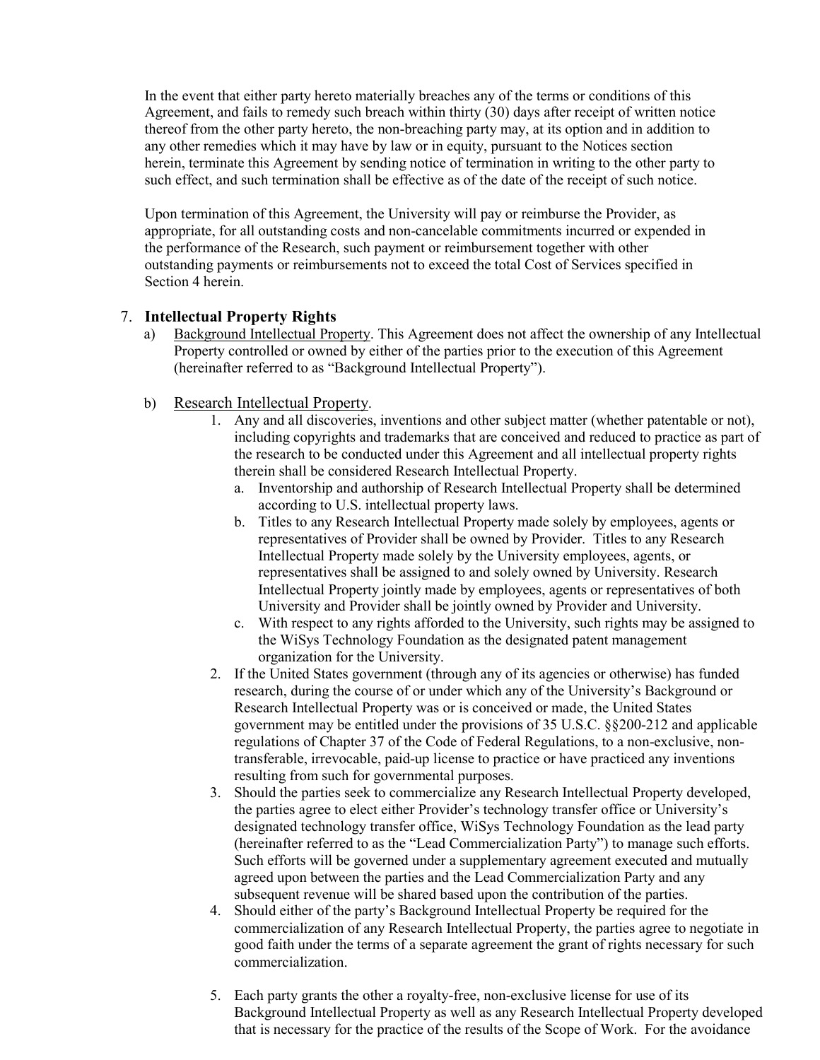In the event that either party hereto materially breaches any of the terms or conditions of this Agreement, and fails to remedy such breach within thirty (30) days after receipt of written notice thereof from the other party hereto, the non-breaching party may, at its option and in addition to any other remedies which it may have by law or in equity, pursuant to the Notices section herein, terminate this Agreement by sending notice of termination in writing to the other party to such effect, and such termination shall be effective as of the date of the receipt of such notice.

Upon termination of this Agreement, the University will pay or reimburse the Provider, as appropriate, for all outstanding costs and non-cancelable commitments incurred or expended in the performance of the Research, such payment or reimbursement together with other outstanding payments or reimbursements not to exceed the total Cost of Services specified in Section 4 herein.

7. **Intellectual Property Rights**
   a) Background Intellectual Property. This Agreement does not affect the ownership of any Intellectual Property controlled or owned by either of the parties prior to the execution of this Agreement (hereinafter referred to as "Background Intellectual Property").

   b) Research Intellectual Property.
      1. Any and all discoveries, inventions and other subject matter (whether patentable or not), including copyrights and trademarks that are conceived and reduced to practice as part of the research to be conducted under this Agreement and all intellectual property rights therein shall be considered Research Intellectual Property.
         a. Inventorship and authorship of Research Intellectual Property shall be determined according to U.S. intellectual property laws.
         b. Titles to any Research Intellectual Property made solely by employees, agents or representatives of Provider shall be owned by Provider. Titles to any Research Intellectual Property made solely by the University employees, agents, or representatives shall be assigned to and solely owned by University. Research Intellectual Property jointly made by employees, agents or representatives of both University and Provider shall be jointly owned by Provider and University.
         c. With respect to any rights afforded to the University, such rights may be assigned to the WiSys Technology Foundation as the designated patent management organization for the University.
      2. If the United States government (through any of its agencies or otherwise) has funded research, during the course of or under which any of the University's Background or Research Intellectual Property was or is conceived or made, the United States government may be entitled under the provisions of 35 U.S.C. §§200-212 and applicable regulations of Chapter 37 of the Code of Federal Regulations, to a non-exclusive, non-transferable, irrevocable, paid-up license to practice or have practiced any inventions resulting from such for governmental purposes.
      3. Should the parties seek to commercialize any Research Intellectual Property developed, the parties agree to elect either Provider's technology transfer office or University's designated technology transfer office, WiSys Technology Foundation as the lead party (hereinafter referred to as the "Lead Commercialization Party") to manage such efforts. Such efforts will be governed under a supplementary agreement executed and mutually agreed upon between the parties and the Lead Commercialization Party and any subsequent revenue will be shared based upon the contribution of the parties.
      4. Should either of the party's Background Intellectual Property be required for the commercialization of any Research Intellectual Property, the parties agree to negotiate in good faith under the terms of a separate agreement the grant of rights necessary for such commercialization.

      5. Each party grants the other a royalty-free, non-exclusive license for use of its Background Intellectual Property as well as any Research Intellectual Property developed that is necessary for the practice of the results of the Scope of Work. For the avoidance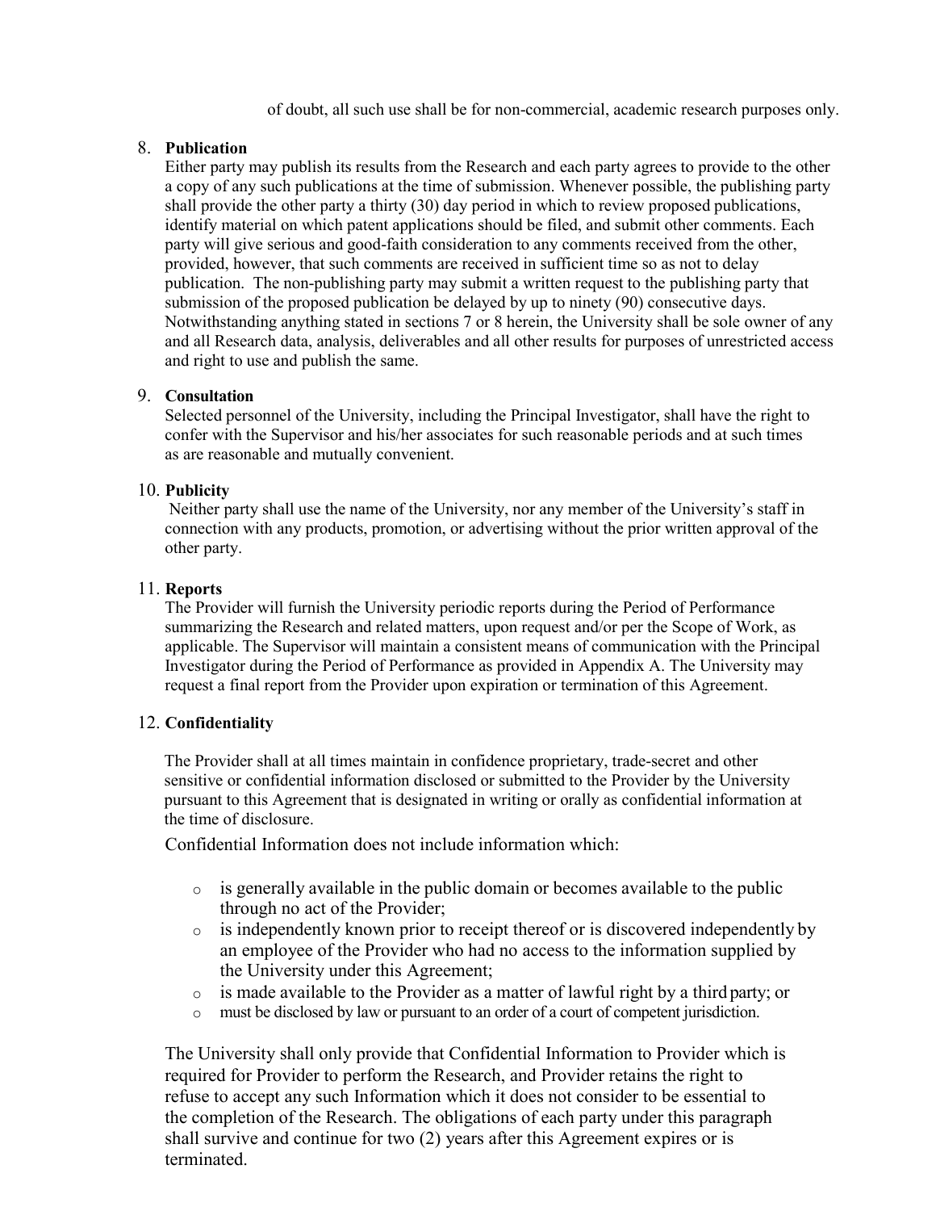of doubt, all such use shall be for non-commercial, academic research purposes only.

8. **Publication**
   Either party may publish its results from the Research and each party agrees to provide to the other a copy of any such publications at the time of submission. Whenever possible, the publishing party shall provide the other party a thirty (30) day period in which to review proposed publications, identify material on which patent applications should be filed, and submit other comments. Each party will give serious and good-faith consideration to any comments received from the other, provided, however, that such comments are received in sufficient time so as not to delay publication. The non-publishing party may submit a written request to the publishing party that submission of the proposed publication be delayed by up to ninety (90) consecutive days. Notwithstanding anything stated in sections 7 or 8 herein, the University shall be sole owner of any and all Research data, analysis, deliverables and all other results for purposes of unrestricted access and right to use and publish the same.

9. **Consultation**
   Selected personnel of the University, including the Principal Investigator, shall have the right to confer with the Supervisor and his/her associates for such reasonable periods and at such times as are reasonable and mutually convenient.

10. **Publicity**
    Neither party shall use the name of the University, nor any member of the University's staff in connection with any products, promotion, or advertising without the prior written approval of the other party.

11. **Reports**
    The Provider will furnish the University periodic reports during the Period of Performance summarizing the Research and related matters, upon request and/or per the Scope of Work, as applicable. The Supervisor will maintain a consistent means of communication with the Principal Investigator during the Period of Performance as provided in Appendix A. The University may request a final report from the Provider upon expiration or termination of this Agreement.

12. **Confidentiality**

    The Provider shall at all times maintain in confidence proprietary, trade-secret and other sensitive or confidential information disclosed or submitted to the Provider by the University pursuant to this Agreement that is designated in writing or orally as confidential information at the time of disclosure.

    Confidential Information does not include information which:

    - is generally available in the public domain or becomes available to the public through no act of the Provider;
    - is independently known prior to receipt thereof or is discovered independently by an employee of the Provider who had no access to the information supplied by the University under this Agreement;
    - is made available to the Provider as a matter of lawful right by a third party; or
    - must be disclosed by law or pursuant to an order of a court of competent jurisdiction.

    The University shall only provide that Confidential Information to Provider which is required for Provider to perform the Research, and Provider retains the right to refuse to accept any such Information which it does not consider to be essential to the completion of the Research. The obligations of each party under this paragraph shall survive and continue for two (2) years after this Agreement expires or is terminated.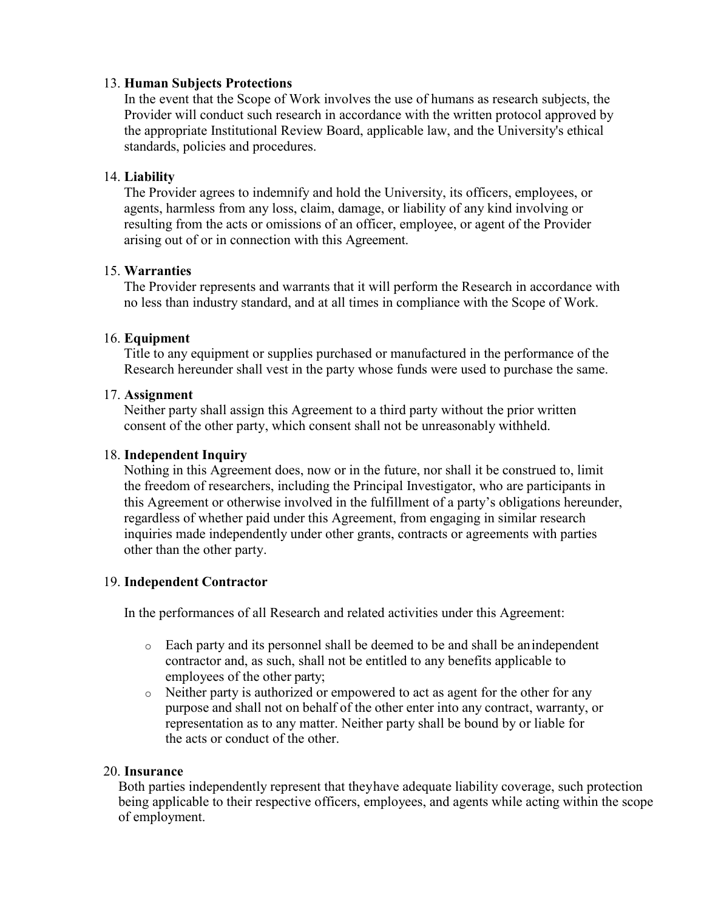13. **Human Subjects Protections**
   In the event that the Scope of Work involves the use of humans as research subjects, the Provider will conduct such research in accordance with the written protocol approved by the appropriate Institutional Review Board, applicable law, and the University's ethical standards, policies and procedures.

14. **Liability**
   The Provider agrees to indemnify and hold the University, its officers, employees, or agents, harmless from any loss, claim, damage, or liability of any kind involving or resulting from the acts or omissions of an officer, employee, or agent of the Provider arising out of or in connection with this Agreement.

15. **Warranties**
   The Provider represents and warrants that it will perform the Research in accordance with no less than industry standard, and at all times in compliance with the Scope of Work.

16. **Equipment**
   Title to any equipment or supplies purchased or manufactured in the performance of the Research hereunder shall vest in the party whose funds were used to purchase the same.

17. **Assignment**
   Neither party shall assign this Agreement to a third party without the prior written consent of the other party, which consent shall not be unreasonably withheld.

18. **Independent Inquiry**
   Nothing in this Agreement does, now or in the future, nor shall it be construed to, limit the freedom of researchers, including the Principal Investigator, who are participants in this Agreement or otherwise involved in the fulfillment of a party's obligations hereunder, regardless of whether paid under this Agreement, from engaging in similar research inquiries made independently under other grants, contracts or agreements with parties other than the other party.

19. **Independent Contractor**

   In the performances of all Research and related activities under this Agreement:

   - Each party and its personnel shall be deemed to be and shall be an independent contractor and, as such, shall not be entitled to any benefits applicable to employees of the other party;
   - Neither party is authorized or empowered to act as agent for the other for any purpose and shall not on behalf of the other enter into any contract, warranty, or representation as to any matter. Neither party shall be bound by or liable for the acts or conduct of the other.

20. **Insurance**
   Both parties independently represent that they have adequate liability coverage, such protection being applicable to their respective officers, employees, and agents while acting within the scope of employment.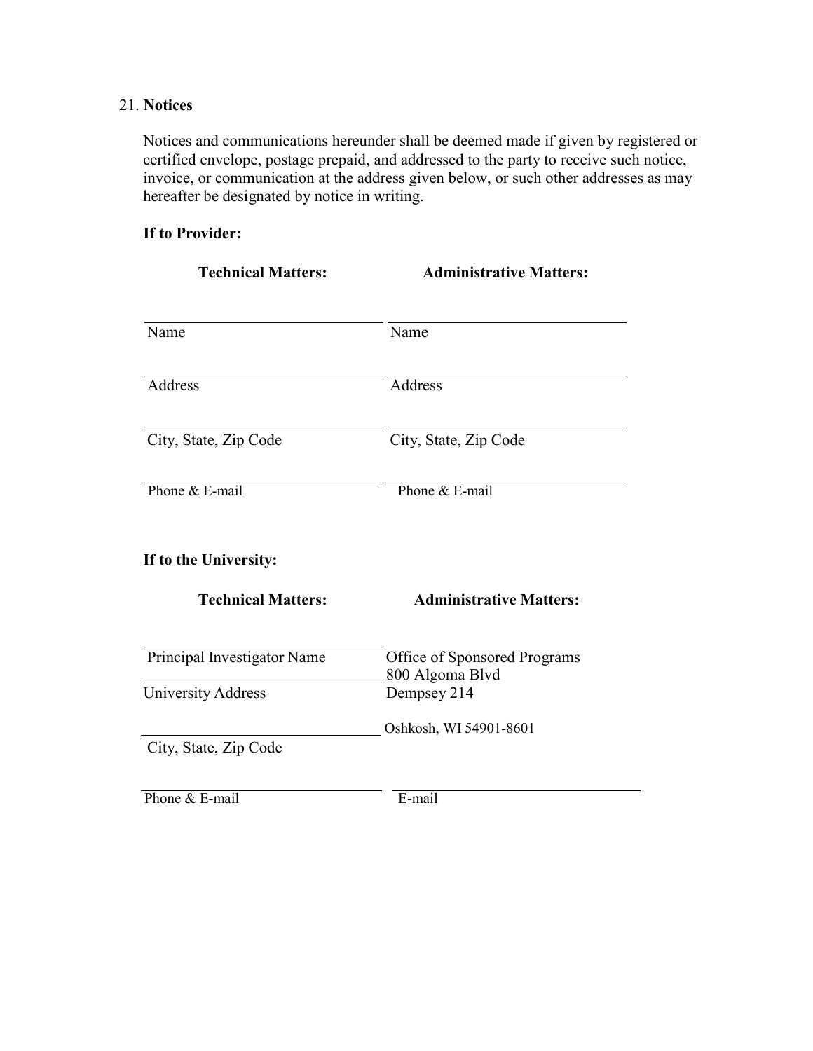21. **Notices**

Notices and communications hereunder shall be deemed made if given by registered or certified envelope, postage prepaid, and addressed to the party to receive such notice, invoice, or communication at the address given below, or such other addresses as may hereafter be designated by notice in writing.

**If to Provider:**

| **Technical Matters:** | **Administrative Matters:** |
| --- | --- |
| Name | Name |
| Address | Address |
| City, State, Zip Code | City, State, Zip Code |
| Phone & E-mail | Phone & E-mail |

**If to the University:**

| **Technical Matters:** | **Administrative Matters:** |
| --- | --- |
| Principal Investigator Name | Office of Sponsored Programs<br>800 Algoma Blvd |
| University Address | Dempsey 214 |
| City, State, Zip Code | Oshkosh, WI 54901-8601 |
| Phone & E-mail | E-mail |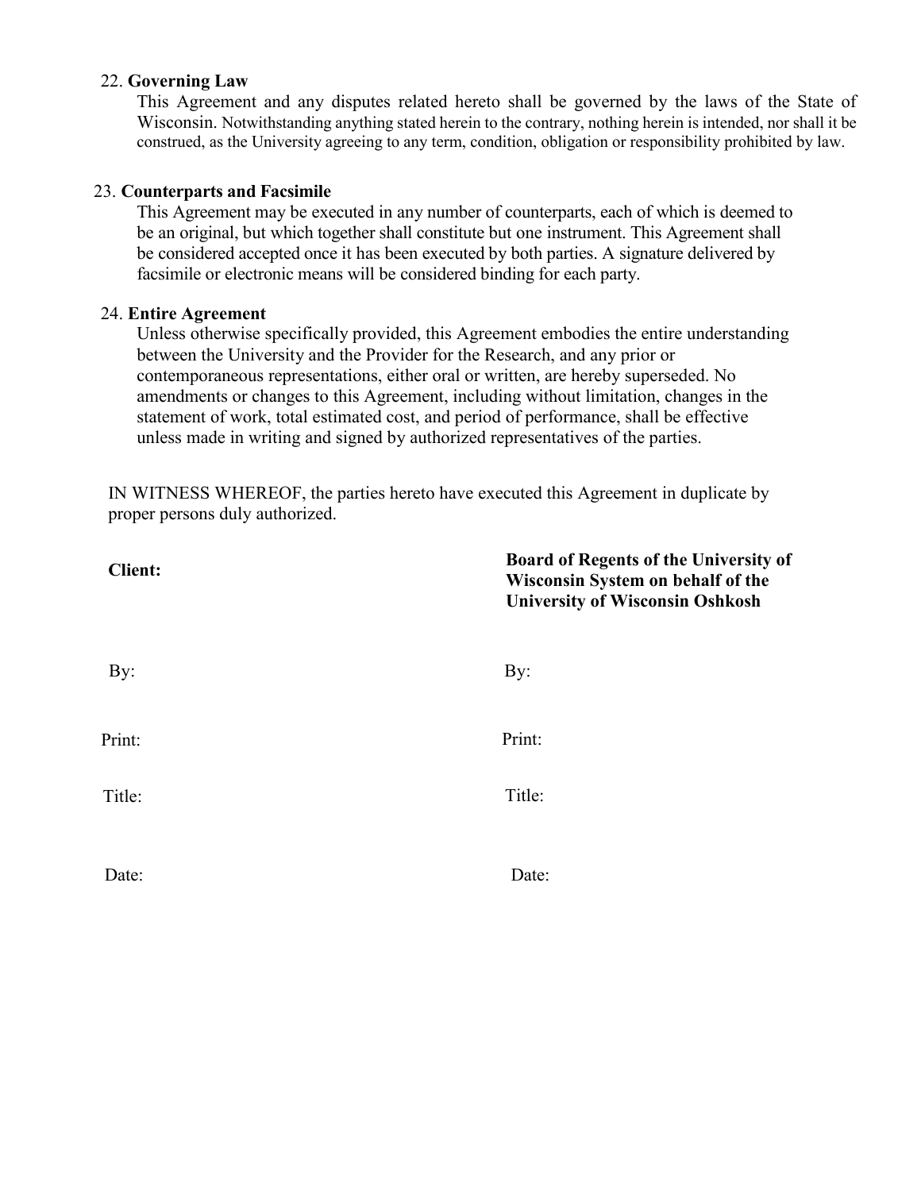22. **Governing Law**

This Agreement and any disputes related hereto shall be governed by the laws of the State of Wisconsin. Notwithstanding anything stated herein to the contrary, nothing herein is intended, nor shall it be construed, as the University agreeing to any term, condition, obligation or responsibility prohibited by law.

23. **Counterparts and Facsimile**

This Agreement may be executed in any number of counterparts, each of which is deemed to be an original, but which together shall constitute but one instrument. This Agreement shall be considered accepted once it has been executed by both parties. A signature delivered by facsimile or electronic means will be considered binding for each party.

24. **Entire Agreement**

Unless otherwise specifically provided, this Agreement embodies the entire understanding between the University and the Provider for the Research, and any prior or contemporaneous representations, either oral or written, are hereby superseded. No amendments or changes to this Agreement, including without limitation, changes in the statement of work, total estimated cost, and period of performance, shall be effective unless made in writing and signed by authorized representatives of the parties.

IN WITNESS WHEREOF, the parties hereto have executed this Agreement in duplicate by proper persons duly authorized.

| | |
|---|---|
| **Client:** | **Board of Regents of the University of Wisconsin System on behalf of the University of Wisconsin Oshkosh** |
| By: | By: |
| Print: | Print: |
| Title: | Title: |
| Date: | Date: |